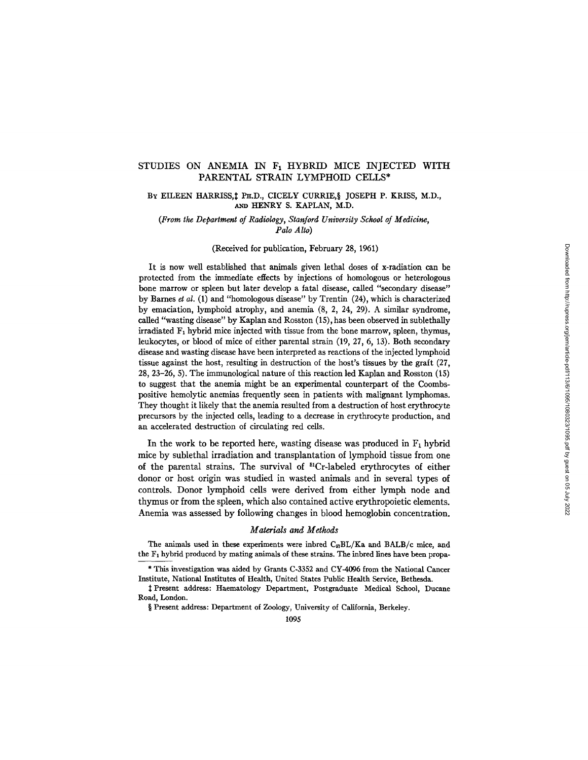# STUDIES ON ANEMIA IN $F_1$ HYBRID MICE INJECTED WITH PARENTAL STRAIN LYMPHOID CELLS*

BY EILEEN HARRISS,‡ PH.D., CICELY CURRIE,§ JOSEPH P. KRISS, M.D., AND HENRY S. KAPLAN, M.D.

*(From the Department of Radiology, Stanford University School of Medicine, Palo Alto)*

(Received for publication, February 28, 1961)

It is now well established that animals given lethal doses of x-radiation can be protected from the immediate effects by injections of homologous or heterologous bone marrow or spleen but later develop a fatal disease, called "secondary disease" by Barnes *et al.* (1) and "homologous disease" by Trentin (24), which is characterized by emaciation, lymphoid atrophy, and anemia (8, 2, 24, 29). A similar syndrome, called "wasting disease" by Kaplan and Rosston (15), has been observed in sublethally irradiated $F_1$ hybrid mice injected with tissue from the bone marrow, spleen, thymus, leukocytes, or blood of mice of either parental strain (19, 27, 6, 13). Both secondary disease and wasting disease have been interpreted as reactions of the injected lymphoid tissue against the host, resulting in destruction of the host's tissues by the graft (27, 28, 23–26, 5). The immunological nature of this reaction led Kaplan and Rosston (15) to suggest that the anemia might be an experimental counterpart of the Coombs-positive hemolytic anemias frequently seen in patients with malignant lymphomas. They thought it likely that the anemia resulted from a destruction of host erythrocyte precursors by the injected cells, leading to a decrease in erythrocyte production, and an accelerated destruction of circulating red cells.

In the work to be reported here, wasting disease was produced in $F_1$ hybrid mice by sublethal irradiation and transplantation of lymphoid tissue from one of the parental strains. The survival of $^{51}$Cr-labeled erythrocytes of either donor or host origin was studied in wasted animals and in several types of controls. Donor lymphoid cells were derived from either lymph node and thymus or from the spleen, which also contained active erythropoietic elements. Anemia was assessed by following changes in blood hemoglobin concentration.

## *Materials and Methods*

The animals used in these experiments were inbred $C_{57}BL/Ka$ and BALB/c mice, and the $F_1$ hybrid produced by mating animals of these strains. The inbred lines have been propa-

* This investigation was aided by Grants C-3352 and CY-4096 from the National Cancer Institute, National Institutes of Health, United States Public Health Service, Bethesda.

‡ Present address: Haematology Department, Postgraduate Medical School, Ducane Road, London.

§ Present address: Department of Zoology, University of California, Berkeley.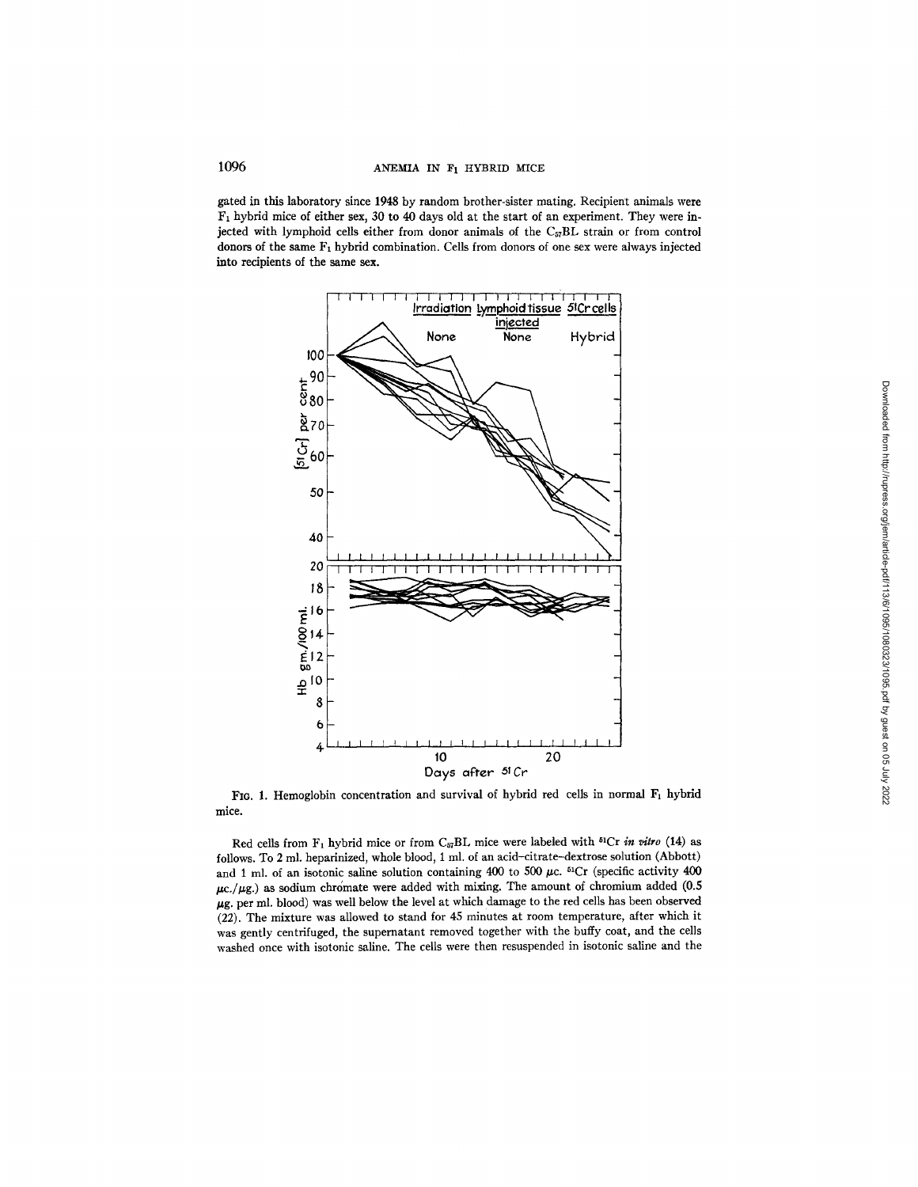gated in this laboratory since 1948 by random brother-sister mating. Recipient animals were $F_1$ hybrid mice of either sex, 30 to 40 days old at the start of an experiment. They were injected with lymphoid cells either from donor animals of the $C_{57}BL$ strain or from control donors of the same $F_1$ hybrid combination. Cells from donors of one sex were always injected into recipients of the same sex.

FIG. 1. Hemoglobin concentration and survival of hybrid red cells in normal $F_1$ hybrid mice.

Red cells from $F_1$ hybrid mice or from $C_{57}BL$ mice were labeled with $^{51}Cr$ *in vitro* (14) as follows. To 2 ml. heparinized, whole blood, 1 ml. of an acid–citrate–dextrose solution (Abbott) and 1 ml. of an isotonic saline solution containing 400 to 500 $\mu$c. $^{51}Cr$ (specific activity 400 $\mu$c./$\mu$g.) as sodium chromate were added with mixing. The amount of chromium added (0.5 $\mu$g. per ml. blood) was well below the level at which damage to the red cells has been observed (22). The mixture was allowed to stand for 45 minutes at room temperature, after which it was gently centrifuged, the supernatant removed together with the buffy coat, and the cells washed once with isotonic saline. The cells were then resuspended in isotonic saline and the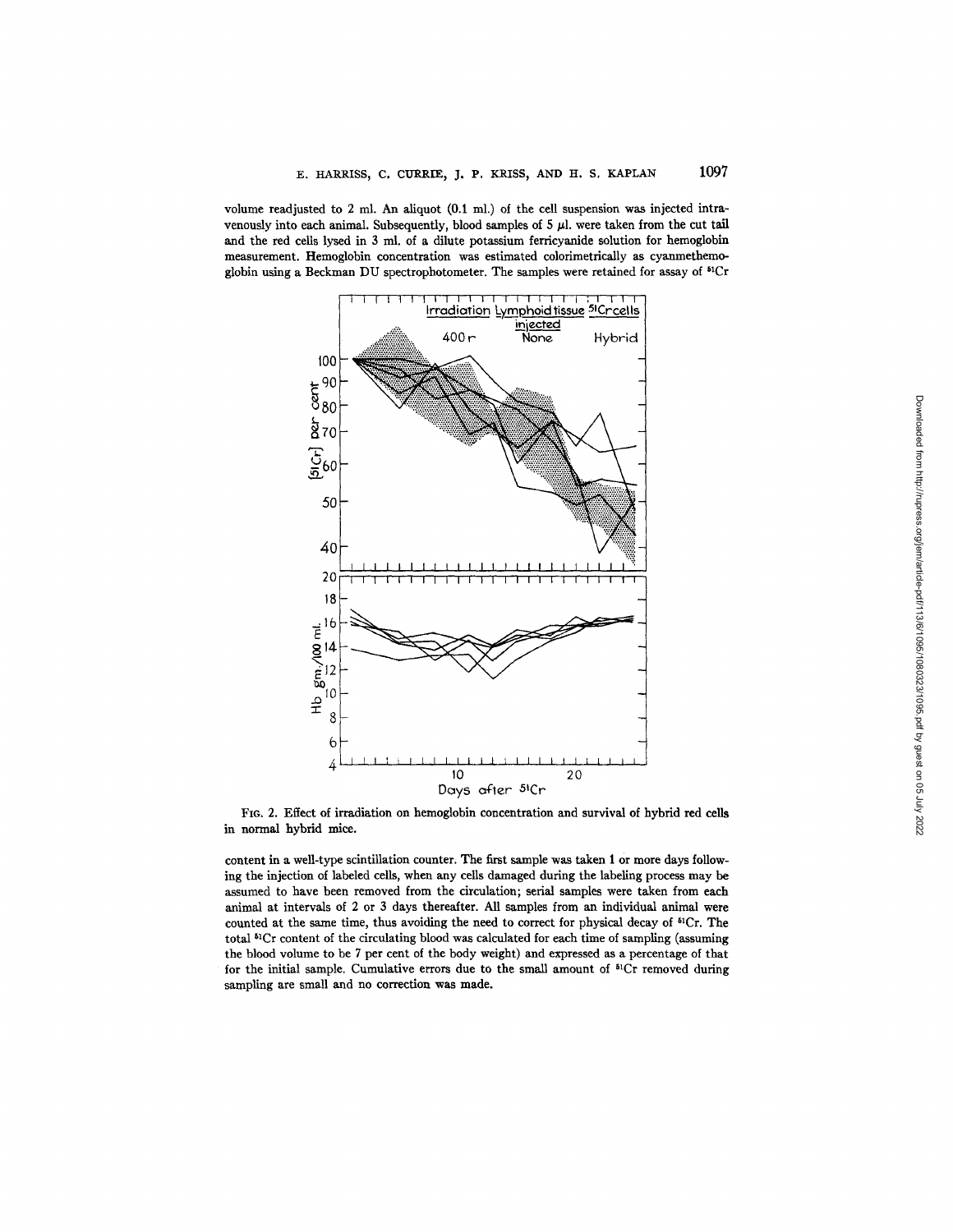volume readjusted to 2 ml. An aliquot (0.1 ml.) of the cell suspension was injected intravenously into each animal. Subsequently, blood samples of 5 µl. were taken from the cut tail and the red cells lysed in 3 ml. of a dilute potassium ferricyanide solution for hemoglobin measurement. Hemoglobin concentration was estimated colorimetrically as cyanmethemoglobin using a Beckman DU spectrophotometer. The samples were retained for assay of $^{51}Cr$

FIG. 2. Effect of irradiation on hemoglobin concentration and survival of hybrid red cells in normal hybrid mice.

content in a well-type scintillation counter. The first sample was taken 1 or more days following the injection of labeled cells, when any cells damaged during the labeling process may be assumed to have been removed from the circulation; serial samples were taken from each animal at intervals of 2 or 3 days thereafter. All samples from an individual animal were counted at the same time, thus avoiding the need to correct for physical decay of $^{51}Cr$. The total $^{51}Cr$ content of the circulating blood was calculated for each time of sampling (assuming the blood volume to be 7 per cent of the body weight) and expressed as a percentage of that for the initial sample. Cumulative errors due to the small amount of $^{51}Cr$ removed during sampling are small and no correction was made.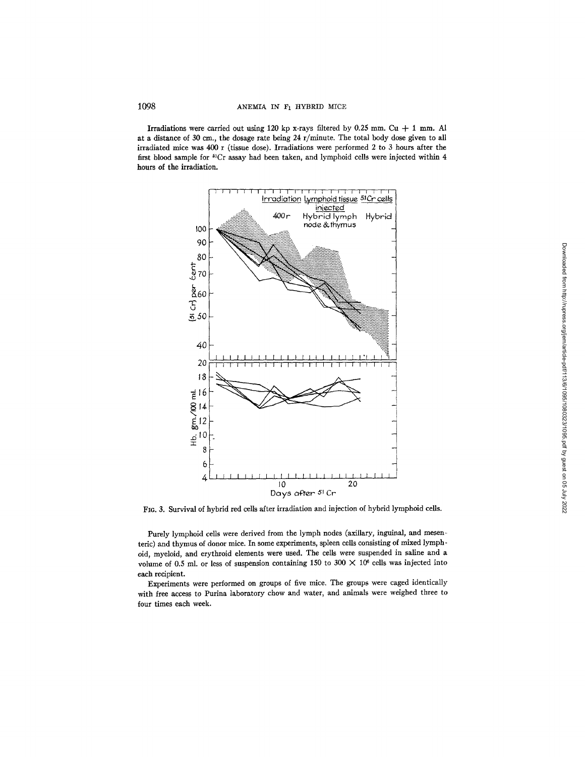Irradiations were carried out using 120 kp x-rays filtered by 0.25 mm. Cu + 1 mm. Al at a distance of 30 cm., the dosage rate being 24 r/minute. The total body dose given to all irradiated mice was 400 r (tissue dose). Irradiations were performed 2 to 3 hours after the first blood sample for $^{51}Cr$ assay had been taken, and lymphoid cells were injected within 4 hours of the irradiation.

FIG. 3. Survival of hybrid red cells after irradiation and injection of hybrid lymphoid cells.

Purely lymphoid cells were derived from the lymph nodes (axillary, inguinal, and mesenteric) and thymus of donor mice. In some experiments, spleen cells consisting of mixed lymphoid, myeloid, and erythroid elements were used. The cells were suspended in saline and a volume of 0.5 ml. or less of suspension containing 150 to 300 $\times$ $10^6$ cells was injected into each recipient.

Experiments were performed on groups of five mice. The groups were caged identically with free access to Purina laboratory chow and water, and animals were weighed three to four times each week.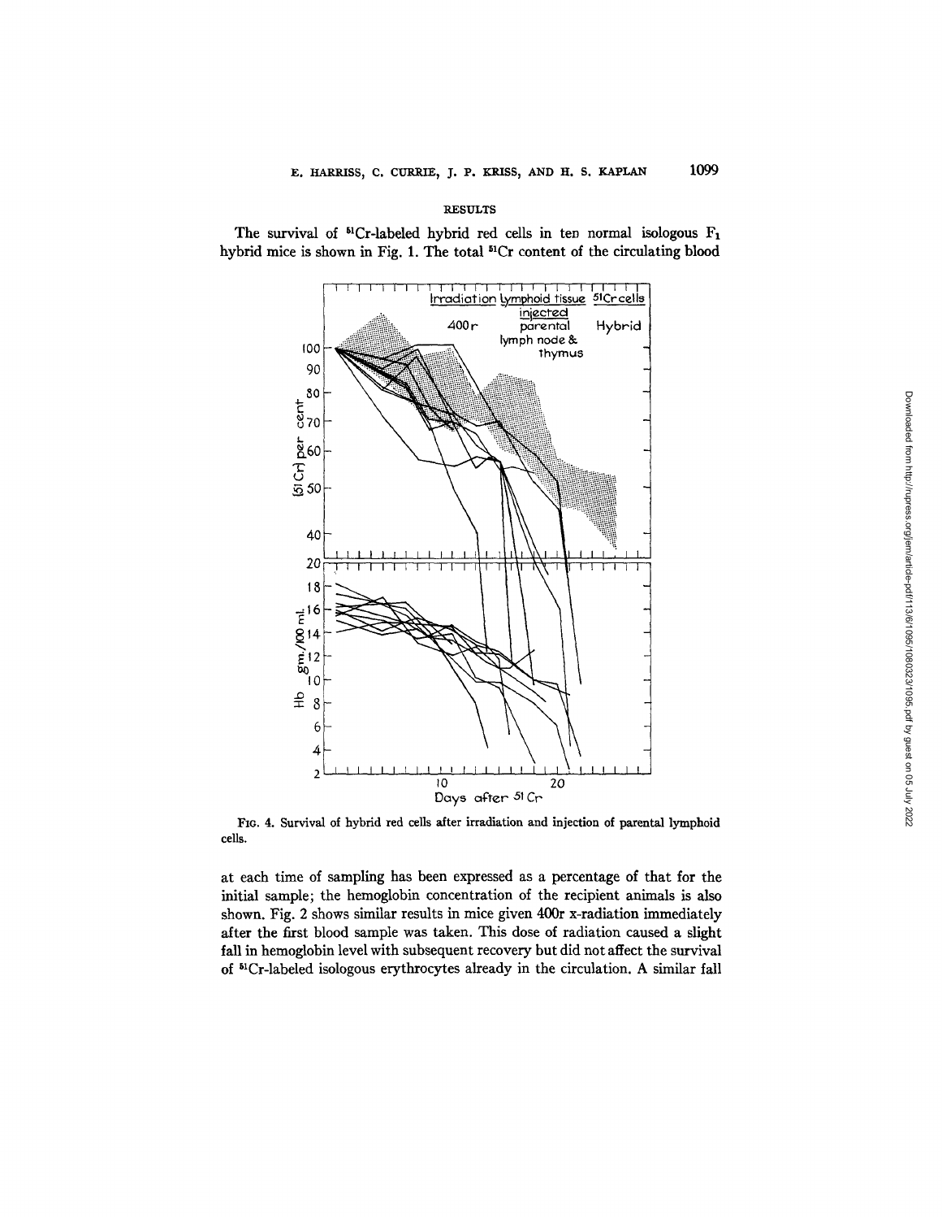## RESULTS

The survival of $^{51}$Cr-labeled hybrid red cells in ten normal isologous $F_1$ hybrid mice is shown in Fig. 1. The total $^{51}$Cr content of the circulating blood

FIG. 4. Survival of hybrid red cells after irradiation and injection of parental lymphoid cells.

at each time of sampling has been expressed as a percentage of that for the initial sample; the hemoglobin concentration of the recipient animals is also shown. Fig. 2 shows similar results in mice given 400r x-radiation immediately after the first blood sample was taken. This dose of radiation caused a slight fall in hemoglobin level with subsequent recovery but did not affect the survival of $^{51}$Cr-labeled isologous erythrocytes already in the circulation. A similar fall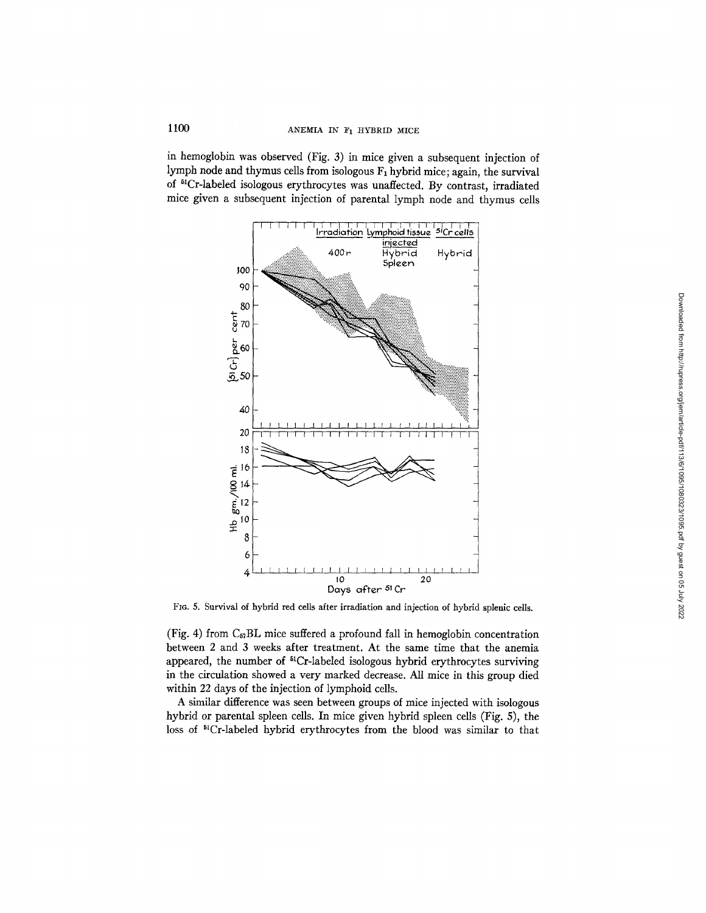in hemoglobin was observed (Fig. 3) in mice given a subsequent injection of lymph node and thymus cells from isologous $F_1$ hybrid mice; again, the survival of $^{51}$Cr-labeled isologous erythrocytes was unaffected. By contrast, irradiated mice given a subsequent injection of parental lymph node and thymus cells

FIG. 5. Survival of hybrid red cells after irradiation and injection of hybrid splenic cells.

(Fig. 4) from $C_{57}$BL mice suffered a profound fall in hemoglobin concentration between 2 and 3 weeks after treatment. At the same time that the anemia appeared, the number of $^{51}$Cr-labeled isologous hybrid erythrocytes surviving in the circulation showed a very marked decrease. All mice in this group died within 22 days of the injection of lymphoid cells.

A similar difference was seen between groups of mice injected with isologous hybrid or parental spleen cells. In mice given hybrid spleen cells (Fig. 5), the loss of $^{51}$Cr-labeled hybrid erythrocytes from the blood was similar to that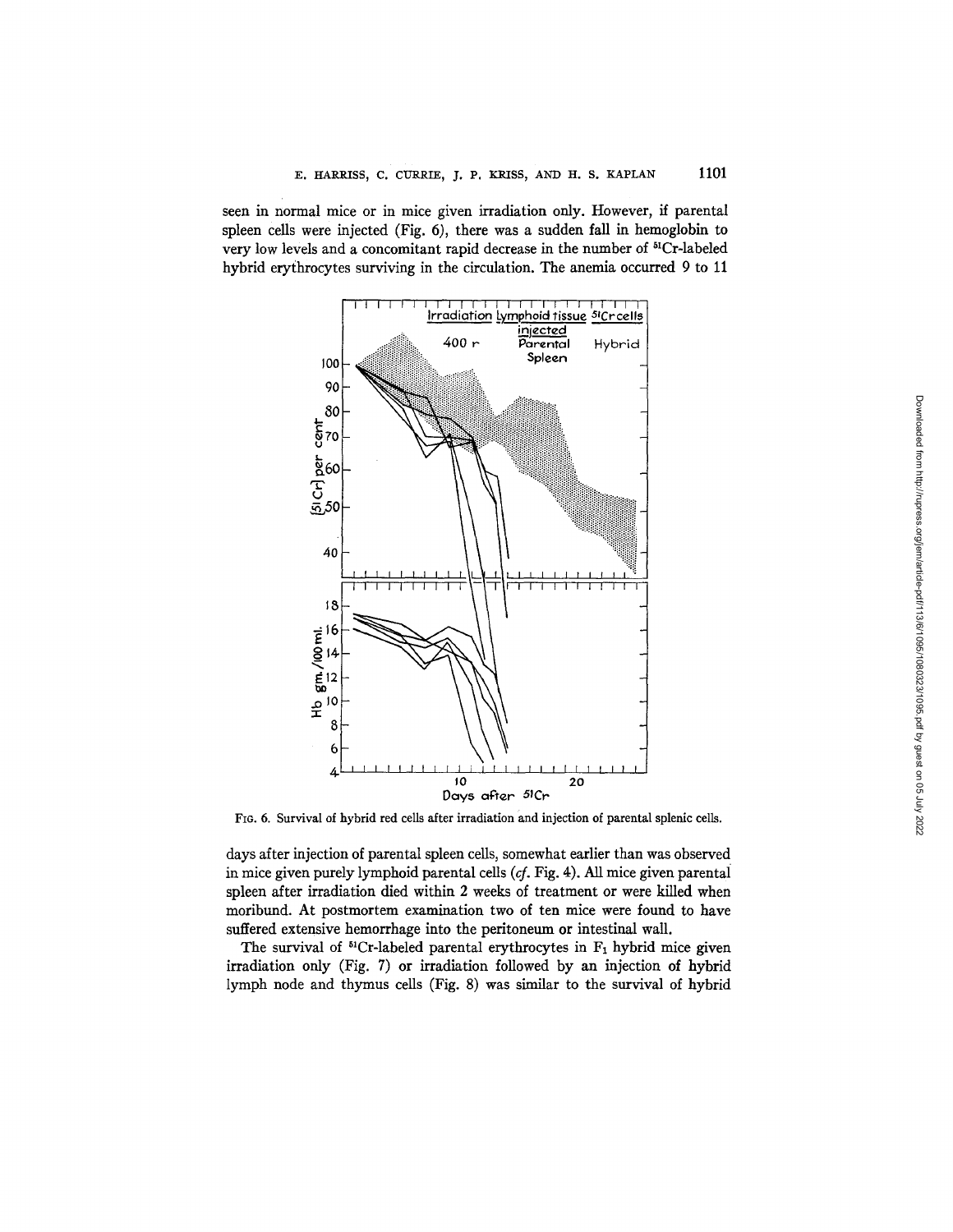seen in normal mice or in mice given irradiation only. However, if parental spleen cells were injected (Fig. 6), there was a sudden fall in hemoglobin to very low levels and a concomitant rapid decrease in the number of $^{51}$Cr-labeled hybrid erythrocytes surviving in the circulation. The anemia occurred 9 to 11

FIG. 6. Survival of hybrid red cells after irradiation and injection of parental splenic cells.

days after injection of parental spleen cells, somewhat earlier than was observed in mice given purely lymphoid parental cells (*cf.* Fig. 4). All mice given parental spleen after irradiation died within 2 weeks of treatment or were killed when moribund. At postmortem examination two of ten mice were found to have suffered extensive hemorrhage into the peritoneum or intestinal wall.

The survival of $^{51}$Cr-labeled parental erythrocytes in $F_1$ hybrid mice given irradiation only (Fig. 7) or irradiation followed by an injection of hybrid lymph node and thymus cells (Fig. 8) was similar to the survival of hybrid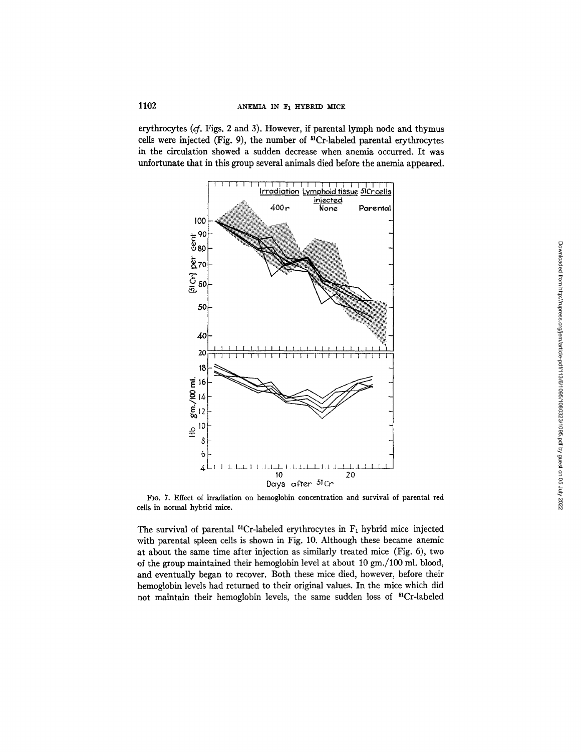erythrocytes (*cf.* Figs. 2 and 3). However, if parental lymph node and thymus cells were injected (Fig. 9), the number of $^{51}$Cr-labeled parental erythrocytes in the circulation showed a sudden decrease when anemia occurred. It was unfortunate that in this group several animals died before the anemia appeared.

FIG. 7. Effect of irradiation on hemoglobin concentration and survival of parental red cells in normal hybrid mice.

The survival of parental $^{51}$Cr-labeled erythrocytes in $F_1$ hybrid mice injected with parental spleen cells is shown in Fig. 10. Although these became anemic at about the same time after injection as similarly treated mice (Fig. 6), two of the group maintained their hemoglobin level at about 10 gm./100 ml. blood, and eventually began to recover. Both these mice died, however, before their hemoglobin levels had returned to their original values. In the mice which did not maintain their hemoglobin levels, the same sudden loss of $^{51}$Cr-labeled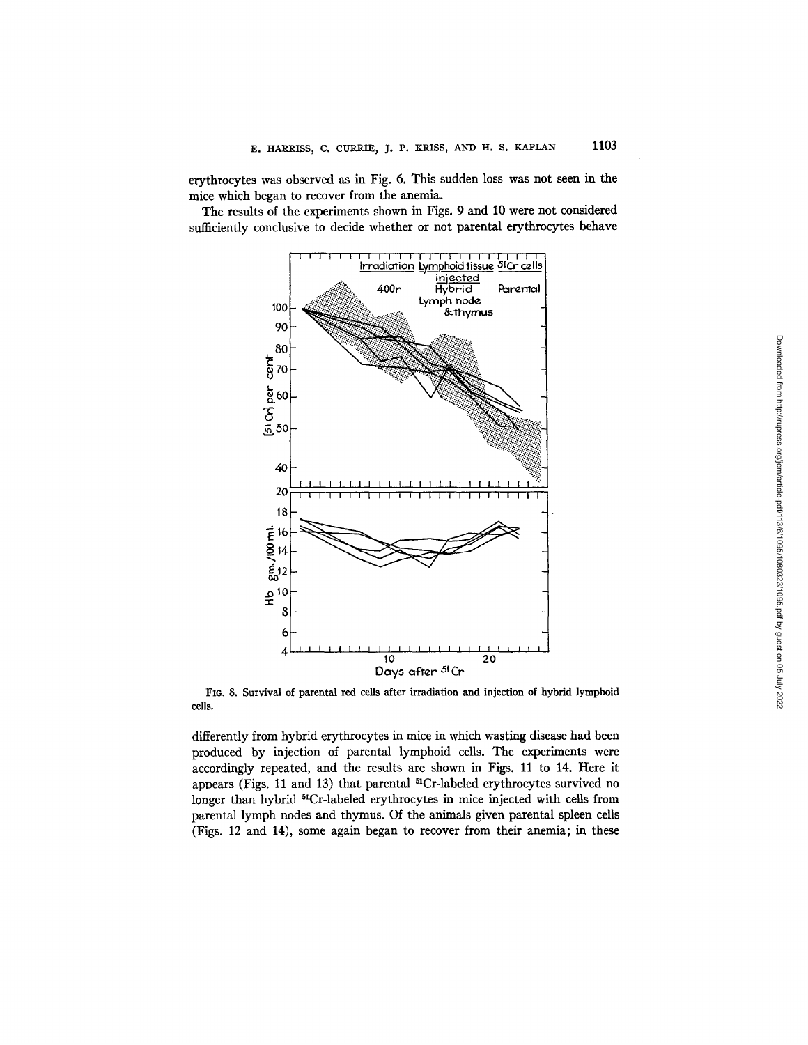erythrocytes was observed as in Fig. 6. This sudden loss was not seen in the mice which began to recover from the anemia.

The results of the experiments shown in Figs. 9 and 10 were not considered sufficiently conclusive to decide whether or not parental erythrocytes behave

FIG. 8. Survival of parental red cells after irradiation and injection of hybrid lymphoid cells.

differently from hybrid erythrocytes in mice in which wasting disease had been produced by injection of parental lymphoid cells. The experiments were accordingly repeated, and the results are shown in Figs. 11 to 14. Here it appears (Figs. 11 and 13) that parental $^{51}$Cr-labeled erythrocytes survived no longer than hybrid $^{51}$Cr-labeled erythrocytes in mice injected with cells from parental lymph nodes and thymus. Of the animals given parental spleen cells (Figs. 12 and 14), some again began to recover from their anemia; in these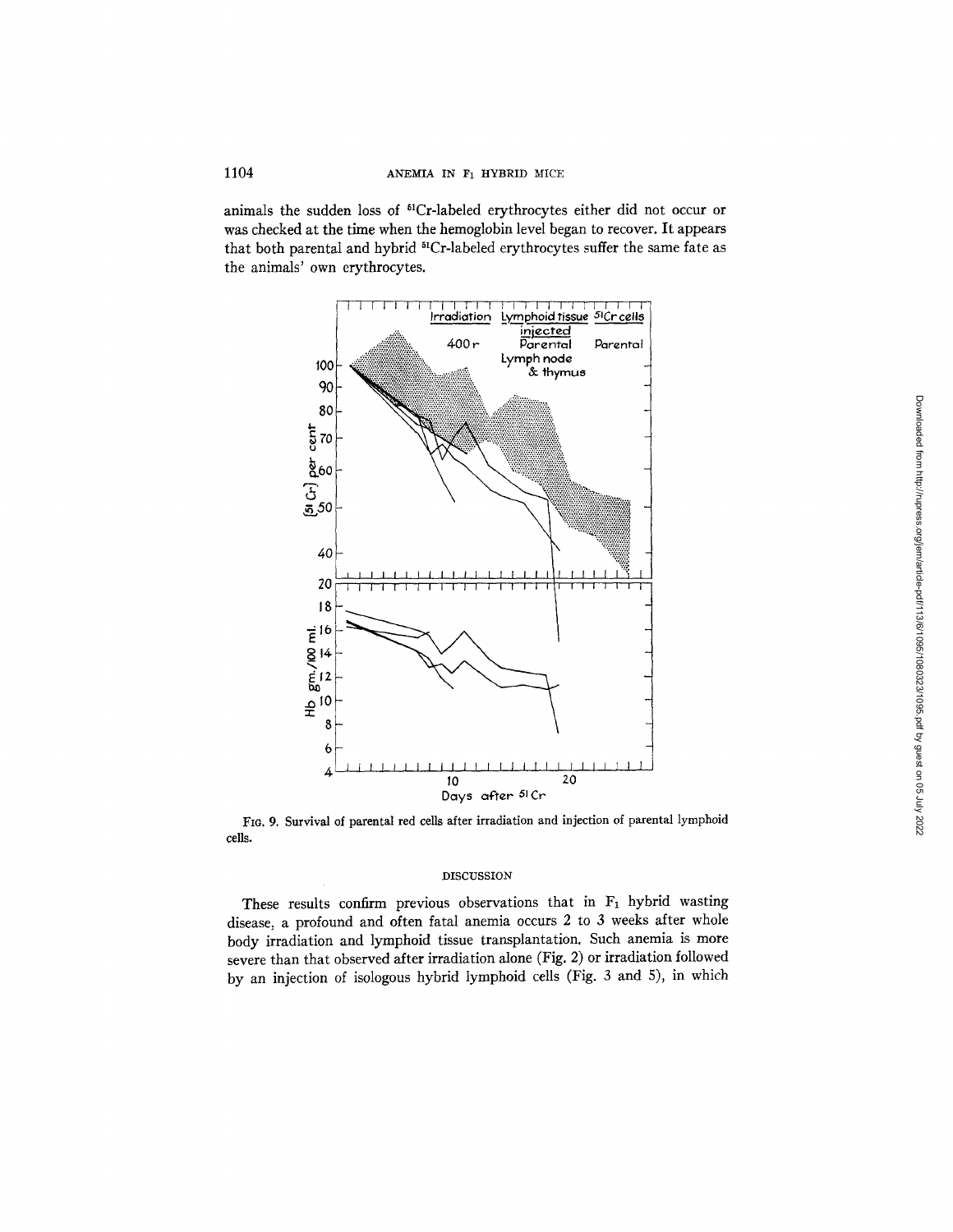animals the sudden loss of $^{51}$Cr-labeled erythrocytes either did not occur or was checked at the time when the hemoglobin level began to recover. It appears that both parental and hybrid $^{51}$Cr-labeled erythrocytes suffer the same fate as the animals' own erythrocytes.

FIG. 9. Survival of parental red cells after irradiation and injection of parental lymphoid cells.

## DISCUSSION

These results confirm previous observations that in $F_1$ hybrid wasting disease, a profound and often fatal anemia occurs 2 to 3 weeks after whole body irradiation and lymphoid tissue transplantation. Such anemia is more severe than that observed after irradiation alone (Fig. 2) or irradiation followed by an injection of isologous hybrid lymphoid cells (Fig. 3 and 5), in which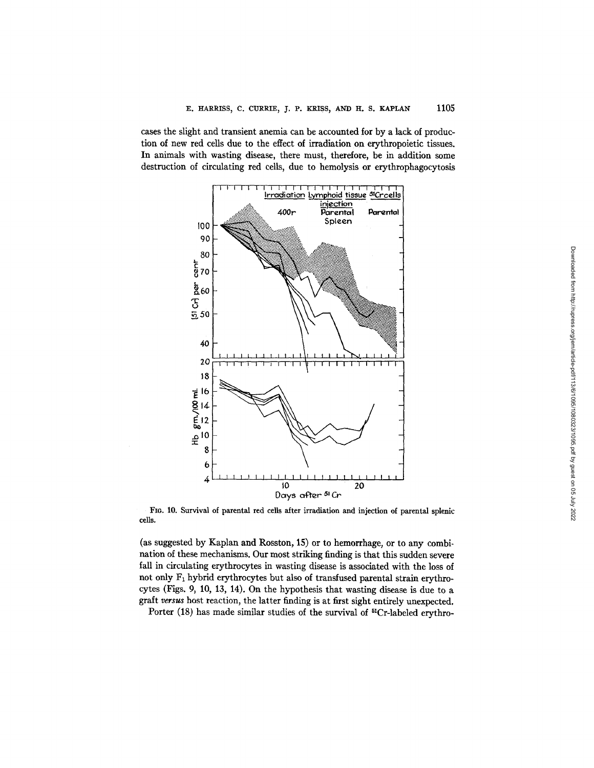cases the slight and transient anemia can be accounted for by a lack of production of new red cells due to the effect of irradiation on erythropoietic tissues. In animals with wasting disease, there must, therefore, be in addition some destruction of circulating red cells, due to hemolysis or erythrophagocytosis

FIG. 10. Survival of parental red cells after irradiation and injection of parental splenic cells.

(as suggested by Kaplan and Rosston, 15) or to hemorrhage, or to any combination of these mechanisms. Our most striking finding is that this sudden severe fall in circulating erythrocytes in wasting disease is associated with the loss of not only $F_1$ hybrid erythrocytes but also of transfused parental strain erythrocytes (Figs. 9, 10, 13, 14). On the hypothesis that wasting disease is due to a graft *versus* host reaction, the latter finding is at first sight entirely unexpected.

Porter (18) has made similar studies of the survival of $^{51}$Cr-labeled erythro-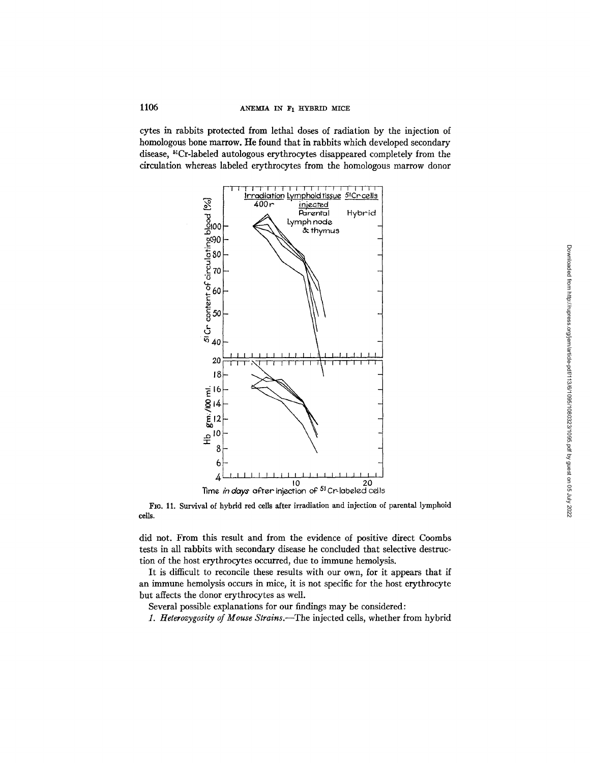cytes in rabbits protected from lethal doses of radiation by the injection of homologous bone marrow. He found that in rabbits which developed secondary disease, $^{51}$Cr-labeled autologous erythrocytes disappeared completely from the circulation whereas labeled erythrocytes from the homologous marrow donor

FIG. 11. Survival of hybrid red cells after irradiation and injection of parental lymphoid cells.

did not. From this result and from the evidence of positive direct Coombs tests in all rabbits with secondary disease he concluded that selective destruction of the host erythrocytes occurred, due to immune hemolysis.

It is difficult to reconcile these results with our own, for it appears that if an immune hemolysis occurs in mice, it is not specific for the host erythrocyte but affects the donor erythrocytes as well.

Several possible explanations for our findings may be considered:

*1. Heterozygosity of Mouse Strains.*—The injected cells, whether from hybrid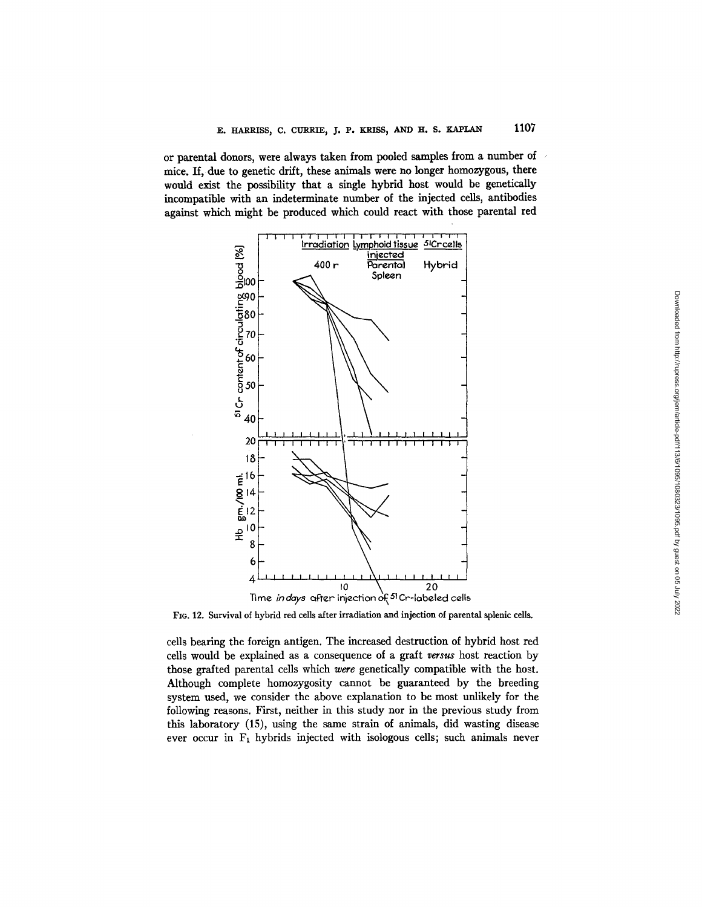or parental donors, were always taken from pooled samples from a number of mice. If, due to genetic drift, these animals were no longer homozygous, there would exist the possibility that a single hybrid host would be genetically incompatible with an indeterminate number of the injected cells, antibodies against which might be produced which could react with those parental red

FIG. 12. Survival of hybrid red cells after irradiation and injection of parental splenic cells.

cells bearing the foreign antigen. The increased destruction of hybrid host red cells would be explained as a consequence of a graft *versus* host reaction by those grafted parental cells which *were* genetically compatible with the host. Although complete homozygosity cannot be guaranteed by the breeding system used, we consider the above explanation to be most unlikely for the following reasons. First, neither in this study nor in the previous study from this laboratory (15), using the same strain of animals, did wasting disease ever occur in $F_1$ hybrids injected with isologous cells; such animals never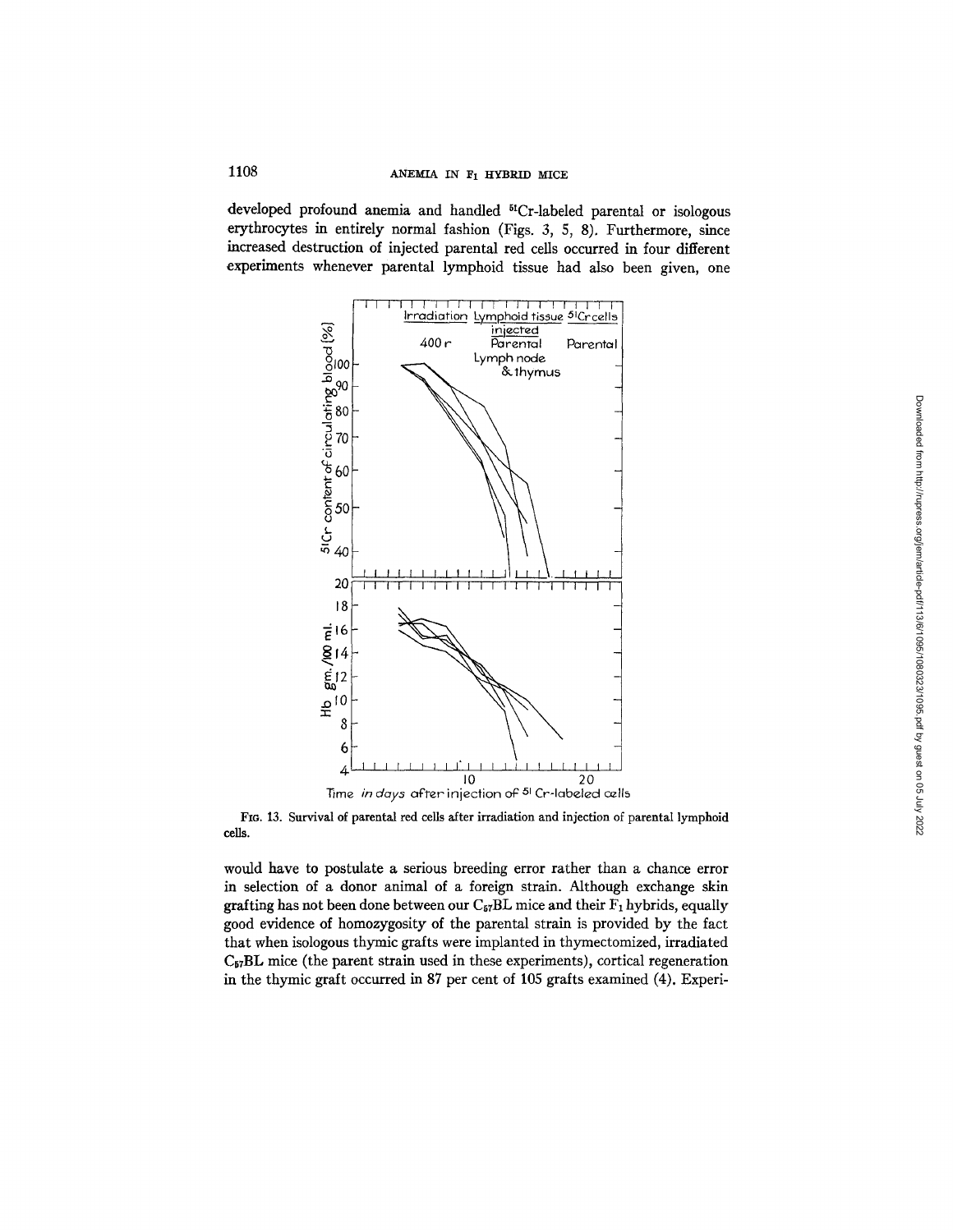developed profound anemia and handled $^{51}$Cr-labeled parental or isologous erythrocytes in entirely normal fashion (Figs. 3, 5, 8). Furthermore, since increased destruction of injected parental red cells occurred in four different experiments whenever parental lymphoid tissue had also been given, one

FIG. 13. Survival of parental red cells after irradiation and injection of parental lymphoid cells.

would have to postulate a serious breeding error rather than a chance error in selection of a donor animal of a foreign strain. Although exchange skin grafting has not been done between our $C_{57}BL$ mice and their $F_1$ hybrids, equally good evidence of homozygosity of the parental strain is provided by the fact that when isologous thymic grafts were implanted in thymectomized, irradiated $C_{57}BL$ mice (the parent strain used in these experiments), cortical regeneration in the thymic graft occurred in 87 per cent of 105 grafts examined (4). Experi-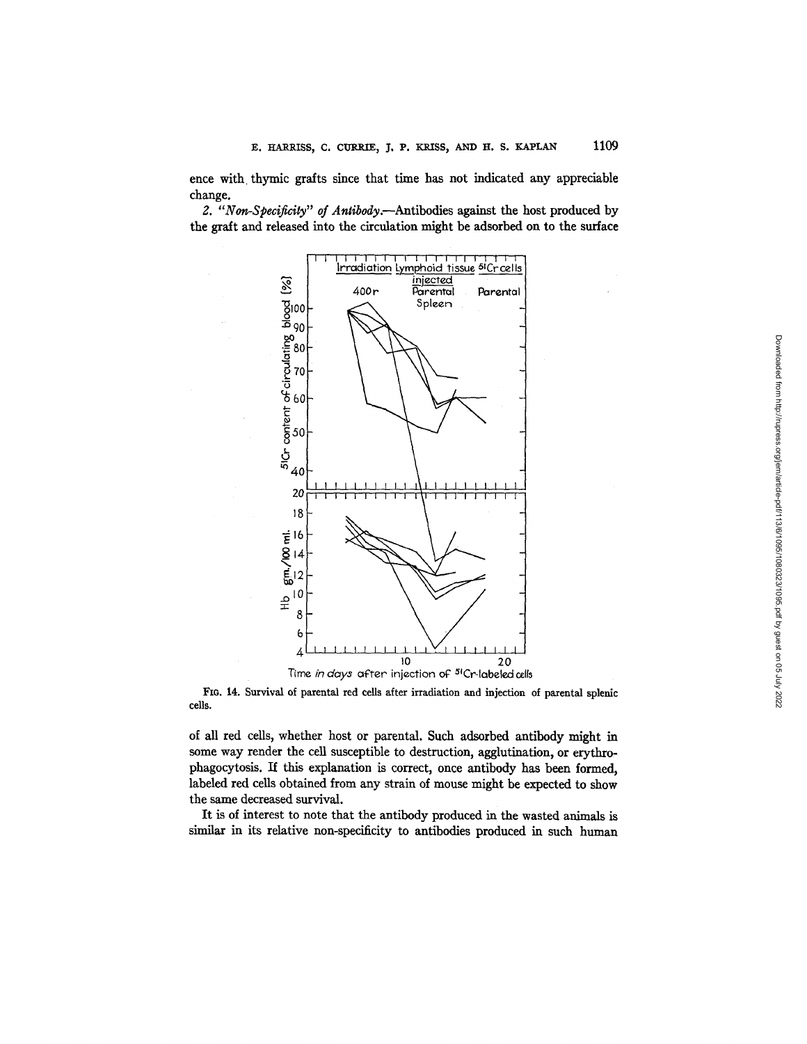ence with thymic grafts since that time has not indicated any appreciable change.

2. *"Non-Specificity" of Antibody.*—Antibodies against the host produced by the graft and released into the circulation might be adsorbed on to the surface

FIG. 14. Survival of parental red cells after irradiation and injection of parental splenic cells.

of all red cells, whether host or parental. Such adsorbed antibody might in some way render the cell susceptible to destruction, agglutination, or erythrophagocytosis. If this explanation is correct, once antibody has been formed, labeled red cells obtained from any strain of mouse might be expected to show the same decreased survival.

It is of interest to note that the antibody produced in the wasted animals is similar in its relative non-specificity to antibodies produced in such human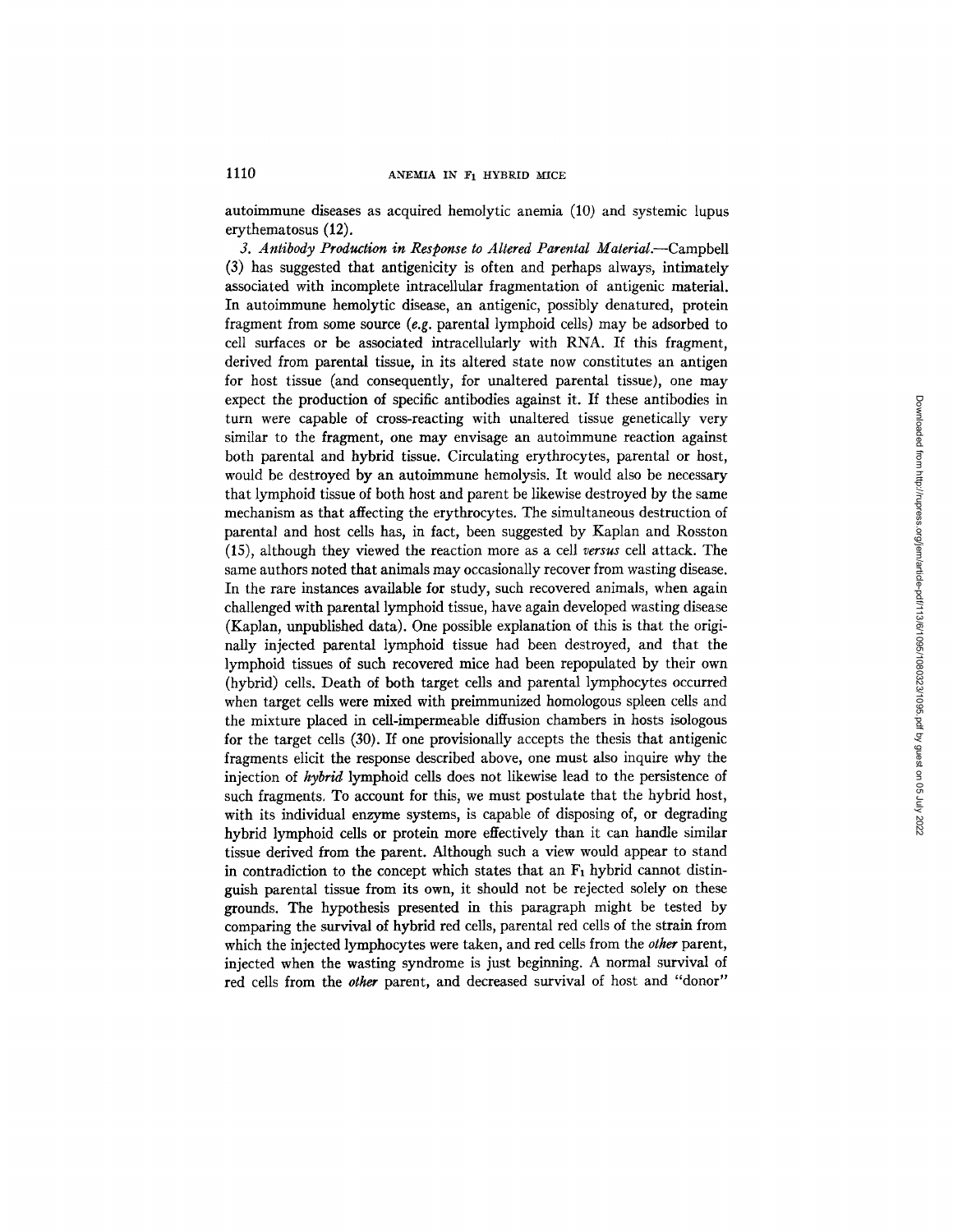autoimmune diseases as acquired hemolytic anemia (10) and systemic lupus erythematosus (12).

*3. Antibody Production in Response to Altered Parental Material.*—Campbell (3) has suggested that antigenicity is often and perhaps always, intimately associated with incomplete intracellular fragmentation of antigenic material. In autoimmune hemolytic disease, an antigenic, possibly denatured, protein fragment from some source (*e.g.* parental lymphoid cells) may be adsorbed to cell surfaces or be associated intracellularly with RNA. If this fragment, derived from parental tissue, in its altered state now constitutes an antigen for host tissue (and consequently, for unaltered parental tissue), one may expect the production of specific antibodies against it. If these antibodies in turn were capable of cross-reacting with unaltered tissue genetically very similar to the fragment, one may envisage an autoimmune reaction against both parental and hybrid tissue. Circulating erythrocytes, parental or host, would be destroyed by an autoimmune hemolysis. It would also be necessary that lymphoid tissue of both host and parent be likewise destroyed by the same mechanism as that affecting the erythrocytes. The simultaneous destruction of parental and host cells has, in fact, been suggested by Kaplan and Rosston (15), although they viewed the reaction more as a cell *versus* cell attack. The same authors noted that animals may occasionally recover from wasting disease. In the rare instances available for study, such recovered animals, when again challenged with parental lymphoid tissue, have again developed wasting disease (Kaplan, unpublished data). One possible explanation of this is that the originally injected parental lymphoid tissue had been destroyed, and that the lymphoid tissues of such recovered mice had been repopulated by their own (hybrid) cells. Death of both target cells and parental lymphocytes occurred when target cells were mixed with preimmunized homologous spleen cells and the mixture placed in cell-impermeable diffusion chambers in hosts isologous for the target cells (30). If one provisionally accepts the thesis that antigenic fragments elicit the response described above, one must also inquire why the injection of *hybrid* lymphoid cells does not likewise lead to the persistence of such fragments. To account for this, we must postulate that the hybrid host, with its individual enzyme systems, is capable of disposing of, or degrading hybrid lymphoid cells or protein more effectively than it can handle similar tissue derived from the parent. Although such a view would appear to stand in contradiction to the concept which states that an $F_1$ hybrid cannot distinguish parental tissue from its own, it should not be rejected solely on these grounds. The hypothesis presented in this paragraph might be tested by comparing the survival of hybrid red cells, parental red cells of the strain from which the injected lymphocytes were taken, and red cells from the *other* parent, injected when the wasting syndrome is just beginning. A normal survival of red cells from the *other* parent, and decreased survival of host and "donor"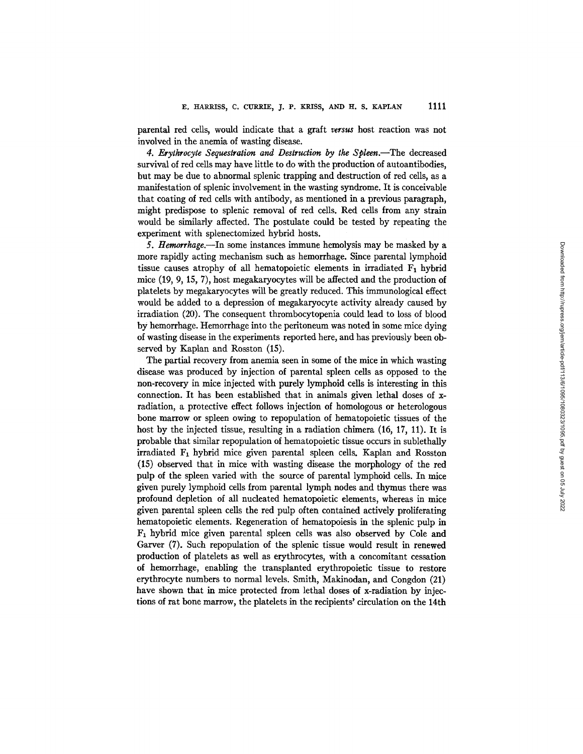parental red cells, would indicate that a graft *versus* host reaction was not involved in the anemia of wasting disease.

*4. Erythrocyte Sequestration and Destruction by the Spleen.*—The decreased survival of red cells may have little to do with the production of autoantibodies, but may be due to abnormal splenic trapping and destruction of red cells, as a manifestation of splenic involvement in the wasting syndrome. It is conceivable that coating of red cells with antibody, as mentioned in a previous paragraph, might predispose to splenic removal of red cells. Red cells from any strain would be similarly affected. The postulate could be tested by repeating the experiment with splenectomized hybrid hosts.

*5. Hemorrhage.*—In some instances immune hemolysis may be masked by a more rapidly acting mechanism such as hemorrhage. Since parental lymphoid tissue causes atrophy of all hematopoietic elements in irradiated $F_1$ hybrid mice (19, 9, 15, 7), host megakaryocytes will be affected and the production of platelets by megakaryocytes will be greatly reduced. This immunological effect would be added to a depression of megakaryocyte activity already caused by irradiation (20). The consequent thrombocytopenia could lead to loss of blood by hemorrhage. Hemorrhage into the peritoneum was noted in some mice dying of wasting disease in the experiments reported here, and has previously been observed by Kaplan and Rosston (15).

The partial recovery from anemia seen in some of the mice in which wasting disease was produced by injection of parental spleen cells as opposed to the non-recovery in mice injected with purely lymphoid cells is interesting in this connection. It has been established that in animals given lethal doses of x-radiation, a protective effect follows injection of homologous or heterologous bone marrow or spleen owing to repopulation of hematopoietic tissues of the host by the injected tissue, resulting in a radiation chimera (16, 17, 11). It is probable that similar repopulation of hematopoietic tissue occurs in sublethally irradiated $F_1$ hybrid mice given parental spleen cells. Kaplan and Rosston (15) observed that in mice with wasting disease the morphology of the red pulp of the spleen varied with the source of parental lymphoid cells. In mice given purely lymphoid cells from parental lymph nodes and thymus there was profound depletion of all nucleated hematopoietic elements, whereas in mice given parental spleen cells the red pulp often contained actively proliferating hematopoietic elements. Regeneration of hematopoiesis in the splenic pulp in $F_1$ hybrid mice given parental spleen cells was also observed by Cole and Garver (7). Such repopulation of the splenic tissue would result in renewed production of platelets as well as erythrocytes, with a concomitant cessation of hemorrhage, enabling the transplanted erythropoietic tissue to restore erythrocyte numbers to normal levels. Smith, Makinodan, and Congdon (21) have shown that in mice protected from lethal doses of x-radiation by injections of rat bone marrow, the platelets in the recipients' circulation on the 14th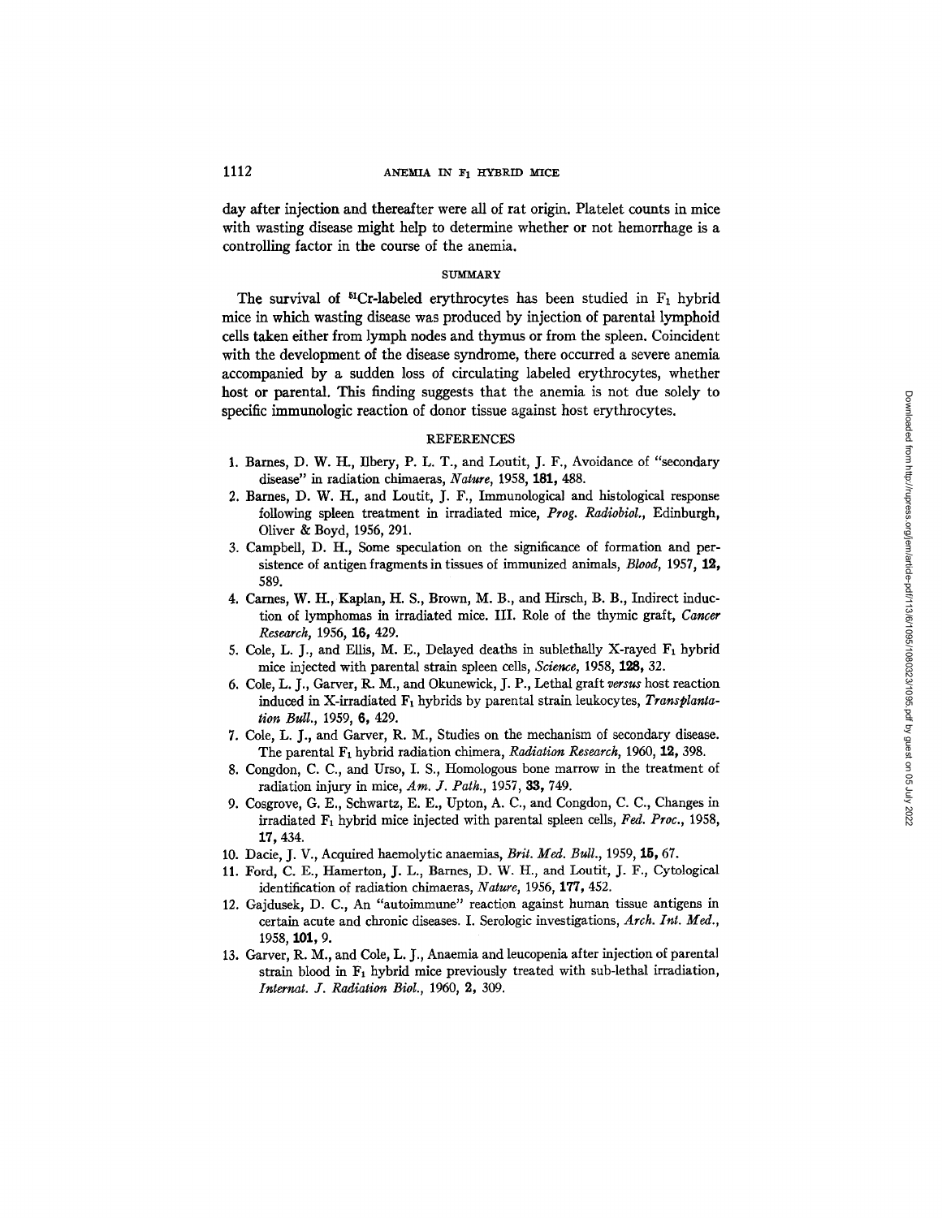day after injection and thereafter were all of rat origin. Platelet counts in mice with wasting disease might help to determine whether or not hemorrhage is a controlling factor in the course of the anemia.

## SUMMARY

The survival of $^{51}$Cr-labeled erythrocytes has been studied in $F_1$ hybrid mice in which wasting disease was produced by injection of parental lymphoid cells taken either from lymph nodes and thymus or from the spleen. Coincident with the development of the disease syndrome, there occurred a severe anemia accompanied by a sudden loss of circulating labeled erythrocytes, whether host or parental. This finding suggests that the anemia is not due solely to specific immunologic reaction of donor tissue against host erythrocytes.

## REFERENCES

1. Barnes, D. W. H., Ilbery, P. L. T., and Loutit, J. F., Avoidance of "secondary disease" in radiation chimaeras, *Nature*, 1958, **181**, 488.
2. Barnes, D. W. H., and Loutit, J. F., Immunological and histological response following spleen treatment in irradiated mice, *Prog. Radiobiol.*, Edinburgh, Oliver & Boyd, 1956, 291.
3. Campbell, D. H., Some speculation on the significance of formation and persistence of antigen fragments in tissues of immunized animals, *Blood*, 1957, **12**, 589.
4. Carnes, W. H., Kaplan, H. S., Brown, M. B., and Hirsch, B. B., Indirect induction of lymphomas in irradiated mice. III. Role of the thymic graft, *Cancer Research*, 1956, **16**, 429.
5. Cole, L. J., and Ellis, M. E., Delayed deaths in sublethally X-rayed $F_1$ hybrid mice injected with parental strain spleen cells, *Science*, 1958, **128**, 32.
6. Cole, L. J., Garver, R. M., and Okunewick, J. P., Lethal graft *versus* host reaction induced in X-irradiated $F_1$ hybrids by parental strain leukocytes, *Transplantation Bull.*, 1959, **6**, 429.
7. Cole, L. J., and Garver, R. M., Studies on the mechanism of secondary disease. The parental $F_1$ hybrid radiation chimera, *Radiation Research*, 1960, **12**, 398.
8. Congdon, C. C., and Urso, I. S., Homologous bone marrow in the treatment of radiation injury in mice, *Am. J. Path.*, 1957, **33**, 749.
9. Cosgrove, G. E., Schwartz, E. E., Upton, A. C., and Congdon, C. C., Changes in irradiated $F_1$ hybrid mice injected with parental spleen cells, *Fed. Proc.*, 1958, **17**, 434.
10. Dacie, J. V., Acquired haemolytic anaemias, *Brit. Med. Bull.*, 1959, **15**, 67.
11. Ford, C. E., Hamerton, J. L., Barnes, D. W. H., and Loutit, J. F., Cytological identification of radiation chimaeras, *Nature*, 1956, **177**, 452.
12. Gajdusek, D. C., An "autoimmune" reaction against human tissue antigens in certain acute and chronic diseases. I. Serologic investigations, *Arch. Int. Med.*, 1958, **101**, 9.
13. Garver, R. M., and Cole, L. J., Anaemia and leucopenia after injection of parental strain blood in $F_1$ hybrid mice previously treated with sub-lethal irradiation, *Internat. J. Radiation Biol.*, 1960, **2**, 309.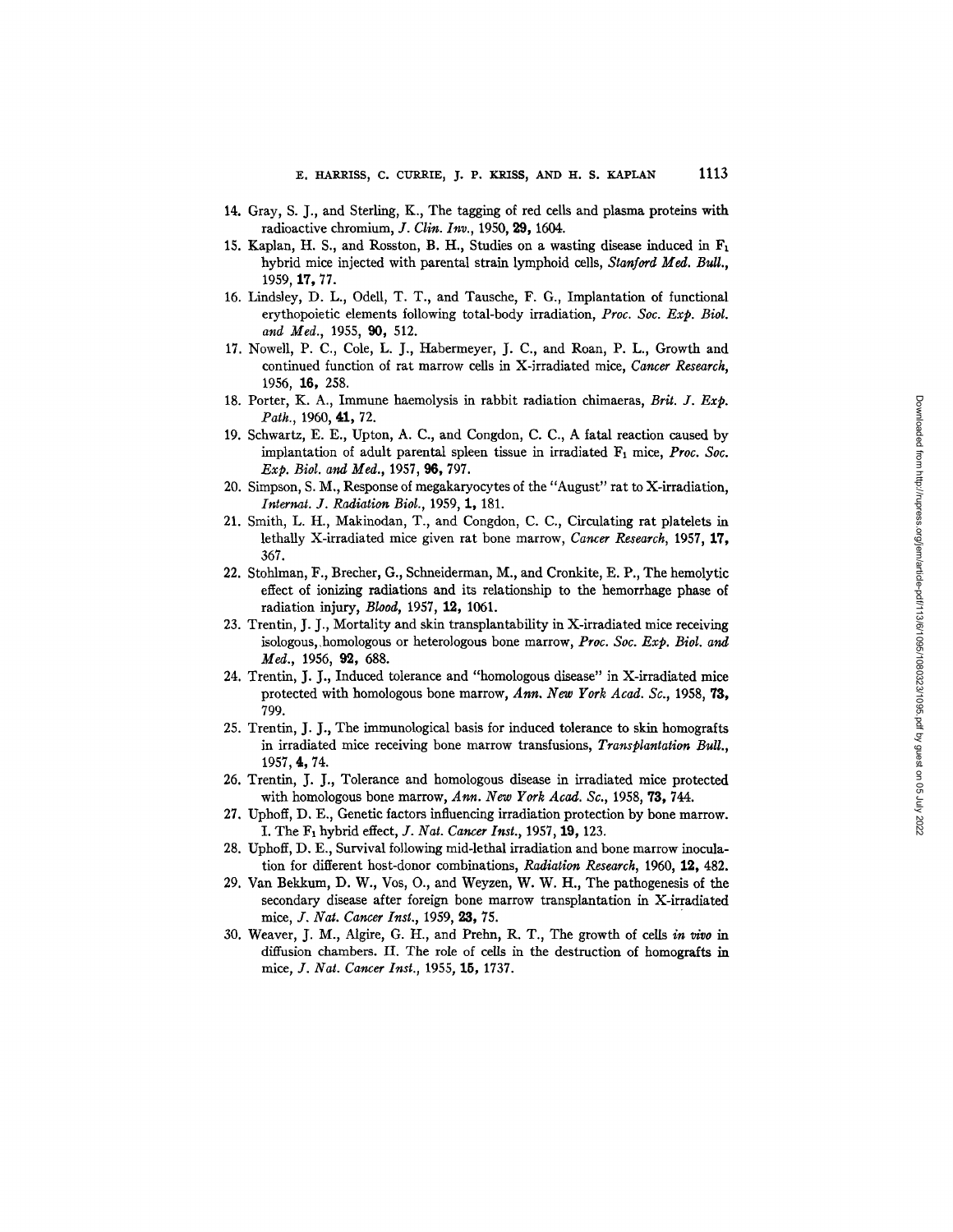14. Gray, S. J., and Sterling, K., The tagging of red cells and plasma proteins with radioactive chromium, *J. Clin. Inv.*, 1950, **29,** 1604.
15. Kaplan, H. S., and Rosston, B. H., Studies on a wasting disease induced in $F_1$ hybrid mice injected with parental strain lymphoid cells, *Stanford Med. Bull.*, 1959, **17,** 77.
16. Lindsley, D. L., Odell, T. T., and Tausche, F. G., Implantation of functional erythopoietic elements following total-body irradiation, *Proc. Soc. Exp. Biol. and Med.*, 1955, **90,** 512.
17. Nowell, P. C., Cole, L. J., Habermeyer, J. C., and Roan, P. L., Growth and continued function of rat marrow cells in X-irradiated mice, *Cancer Research*, 1956, **16,** 258.
18. Porter, K. A., Immune haemolysis in rabbit radiation chimaeras, *Brit. J. Exp. Path.*, 1960, **41,** 72.
19. Schwartz, E. E., Upton, A. C., and Congdon, C. C., A fatal reaction caused by implantation of adult parental spleen tissue in irradiated $F_1$ mice, *Proc. Soc. Exp. Biol. and Med.*, 1957, **96,** 797.
20. Simpson, S. M., Response of megakaryocytes of the "August" rat to X-irradiation, *Internat. J. Radiation Biol.*, 1959, **1,** 181.
21. Smith, L. H., Makinodan, T., and Congdon, C. C., Circulating rat platelets in lethally X-irradiated mice given rat bone marrow, *Cancer Research*, 1957, **17,** 367.
22. Stohlman, F., Brecher, G., Schneiderman, M., and Cronkite, E. P., The hemolytic effect of ionizing radiations and its relationship to the hemorrhage phase of radiation injury, *Blood*, 1957, **12,** 1061.
23. Trentin, J. J., Mortality and skin transplantability in X-irradiated mice receiving isologous, homologous or heterologous bone marrow, *Proc. Soc. Exp. Biol. and Med.*, 1956, **92,** 688.
24. Trentin, J. J., Induced tolerance and "homologous disease" in X-irradiated mice protected with homologous bone marrow, *Ann. New York Acad. Sc.*, 1958, **73,** 799.
25. Trentin, J. J., The immunological basis for induced tolerance to skin homografts in irradiated mice receiving bone marrow transfusions, *Transplantation Bull.*, 1957, **4,** 74.
26. Trentin, J. J., Tolerance and homologous disease in irradiated mice protected with homologous bone marrow, *Ann. New York Acad. Sc.*, 1958, **73,** 744.
27. Uphoff, D. E., Genetic factors influencing irradiation protection by bone marrow. I. The $F_1$ hybrid effect, *J. Nat. Cancer Inst.*, 1957, **19,** 123.
28. Uphoff, D. E., Survival following mid-lethal irradiation and bone marrow inoculation for different host-donor combinations, *Radiation Research*, 1960, **12,** 482.
29. Van Bekkum, D. W., Vos, O., and Weyzen, W. W. H., The pathogenesis of the secondary disease after foreign bone marrow transplantation in X-irradiated mice, *J. Nat. Cancer Inst.*, 1959, **23,** 75.
30. Weaver, J. M., Algire, G. H., and Prehn, R. T., The growth of cells *in vivo* in diffusion chambers. II. The role of cells in the destruction of homografts in mice, *J. Nat. Cancer Inst.*, 1955, **15,** 1737.